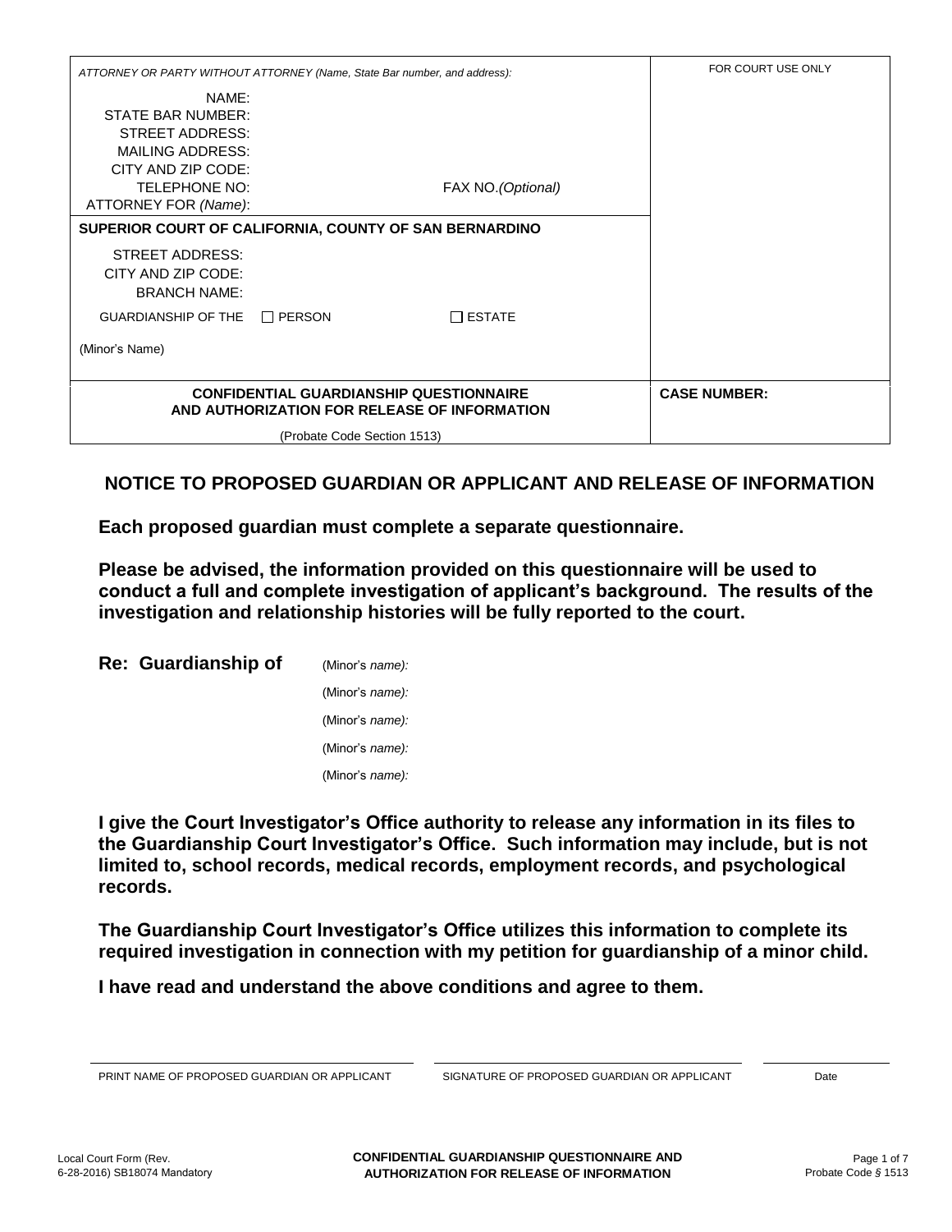ATTORNEY OR PARTY WITHOUT ATTORNEY *(Name, State Bar number, and address):*

NAME:
STATE BAR NUMBER:
STREET ADDRESS:
MAILING ADDRESS:
CITY AND ZIP CODE:
TELEPHONE NO: FAX NO.*(Optional)*
ATTORNEY FOR *(Name)*:

FOR COURT USE ONLY

**SUPERIOR COURT OF CALIFORNIA, COUNTY OF SAN BERNARDINO**

STREET ADDRESS:
CITY AND ZIP CODE:
BRANCH NAME:

GUARDIANSHIP OF THE ☐ PERSON ☐ ESTATE

(Minor's Name)

**CONFIDENTIAL GUARDIANSHIP QUESTIONNAIRE AND AUTHORIZATION FOR RELEASE OF INFORMATION**

(Probate Code Section 1513)

**CASE NUMBER:**

## NOTICE TO PROPOSED GUARDIAN OR APPLICANT AND RELEASE OF INFORMATION

**Each proposed guardian must complete a separate questionnaire.**

**Please be advised, the information provided on this questionnaire will be used to conduct a full and complete investigation of applicant's background. The results of the investigation and relationship histories will be fully reported to the court.**

**Re: Guardianship of**
(Minor's *name):*
(Minor's *name):*
(Minor's *name):*
(Minor's *name):*
(Minor's *name):*

**I give the Court Investigator's Office authority to release any information in its files to the Guardianship Court Investigator's Office. Such information may include, but is not limited to, school records, medical records, employment records, and psychological records.**

**The Guardianship Court Investigator's Office utilizes this information to complete its required investigation in connection with my petition for guardianship of a minor child.**

**I have read and understand the above conditions and agree to them.**

PRINT NAME OF PROPOSED GUARDIAN OR APPLICANT ______ SIGNATURE OF PROPOSED GUARDIAN OR APPLICANT ______ Date ______

Local Court Form (Rev. 6-28-2016) SB18074 Mandatory

CONFIDENTIAL GUARDIANSHIP QUESTIONNAIRE AND AUTHORIZATION FOR RELEASE OF INFORMATION

Probate Code § 1513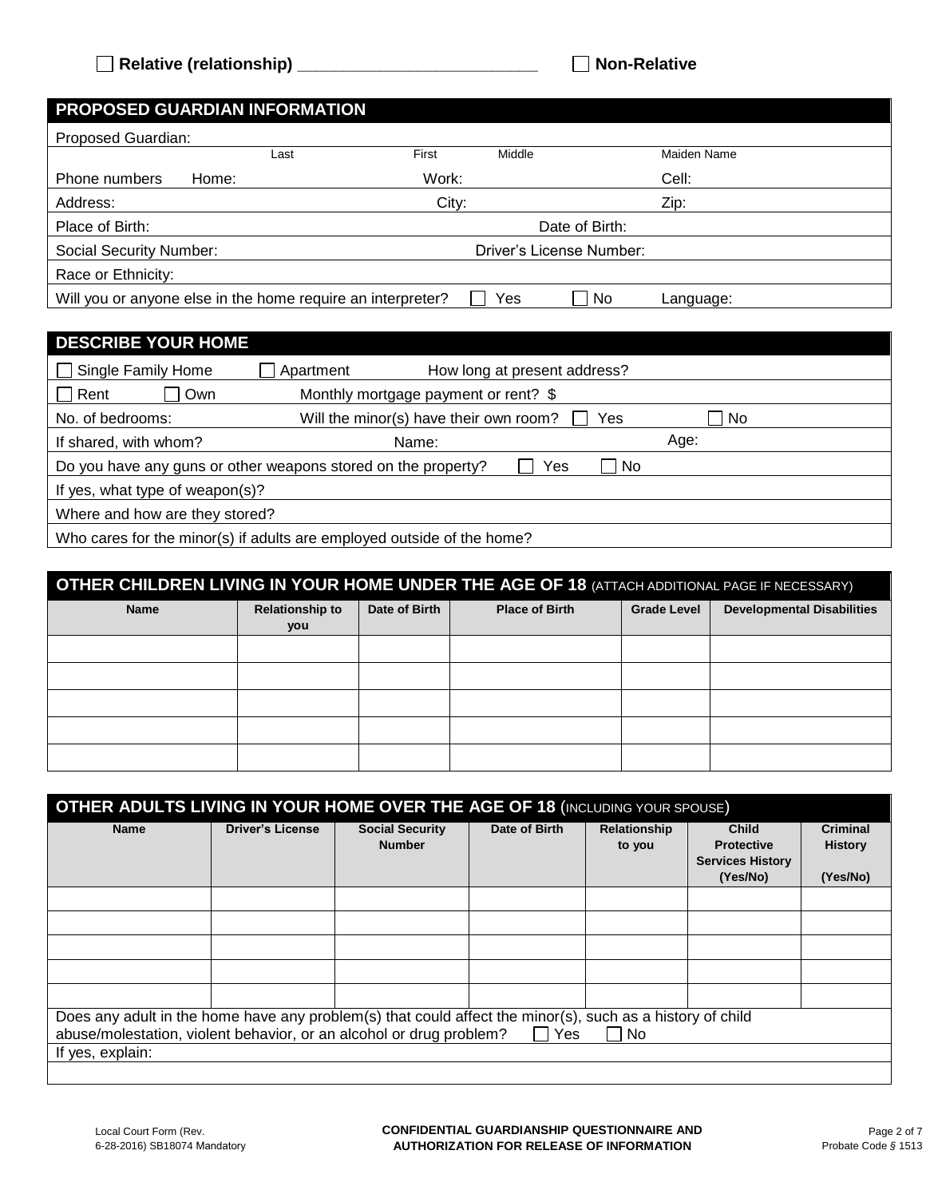☐ **Relative (relationship) ___________________________** ☐ **Non-Relative**

## PROPOSED GUARDIAN INFORMATION

Proposed Guardian:
Last First Middle Maiden Name

Phone numbers Home: Work: Cell:

Address: City: Zip:

Place of Birth: Date of Birth:

Social Security Number: Driver's License Number:

Race or Ethnicity:

Will you or anyone else in the home require an interpreter? ☐ Yes ☐ No Language:

## DESCRIBE YOUR HOME

☐ Single Family Home ☐ Apartment How long at present address?

☐ Rent ☐ Own Monthly mortgage payment or rent? $

No. of bedrooms: Will the minor(s) have their own room? ☐ Yes ☐ No

If shared, with whom? Name: Age:

Do you have any guns or other weapons stored on the property? ☐ Yes ☐ No

If yes, what type of weapon(s)?

Where and how are they stored?

Who cares for the minor(s) if adults are employed outside of the home?

## OTHER CHILDREN LIVING IN YOUR HOME UNDER THE AGE OF 18 (ATTACH ADDITIONAL PAGE IF NECESSARY)

| Name | Relationship to you | Date of Birth | Place of Birth | Grade Level | Developmental Disabilities |
|---|---|---|---|---|---|
| | | | | | |
| | | | | | |
| | | | | | |
| | | | | | |
| | | | | | |

## OTHER ADULTS LIVING IN YOUR HOME OVER THE AGE OF 18 (INCLUDING YOUR SPOUSE)

| Name | Driver's License | Social Security Number | Date of Birth | Relationship to you | Child Protective Services History (Yes/No) | Criminal History (Yes/No) |
|---|---|---|---|---|---|---|
| | | | | | | |
| | | | | | | |
| | | | | | | |
| | | | | | | |
| | | | | | | |

Does any adult in the home have any problem(s) that could affect the minor(s), such as a history of child abuse/molestation, violent behavior, or an alcohol or drug problem? ☐ Yes ☐ No

If yes, explain:

Local Court Form (Rev. 6-28-2016) SB18074 Mandatory

**CONFIDENTIAL GUARDIANSHIP QUESTIONNAIRE AND AUTHORIZATION FOR RELEASE OF INFORMATION**

Probate Code § 1513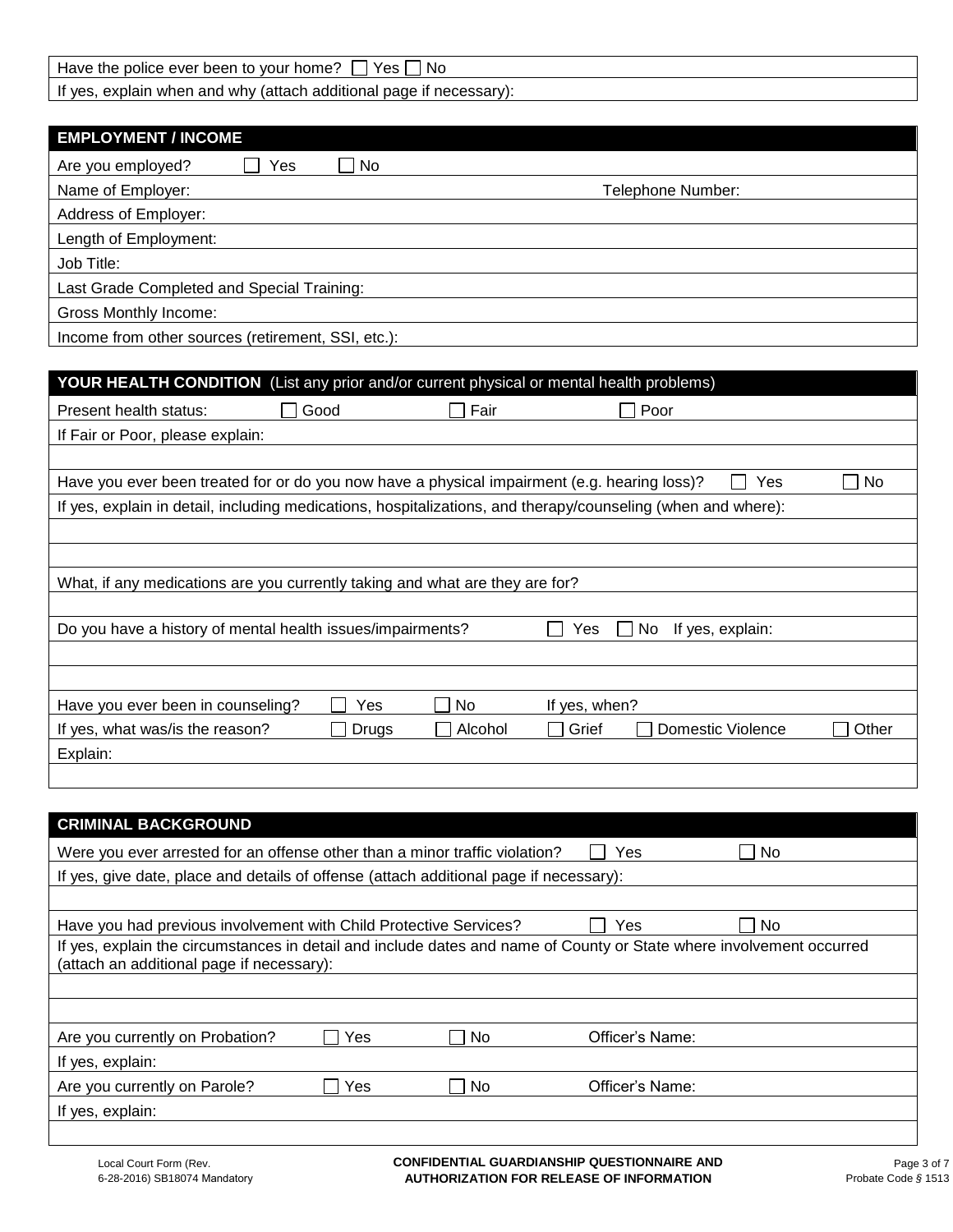Have the police ever been to your home? ☐ Yes ☐ No

If yes, explain when and why (attach additional page if necessary):

## EMPLOYMENT / INCOME

Are you employed? ☐ Yes ☐ No

Name of Employer: Telephone Number:

Address of Employer:

Length of Employment:

Job Title:

Last Grade Completed and Special Training:

Gross Monthly Income:

Income from other sources (retirement, SSI, etc.):

## YOUR HEALTH CONDITION (List any prior and/or current physical or mental health problems)

Present health status: ☐ Good ☐ Fair ☐ Poor

If Fair or Poor, please explain:

Have you ever been treated for or do you now have a physical impairment (e.g. hearing loss)? ☐ Yes ☐ No

If yes, explain in detail, including medications, hospitalizations, and therapy/counseling (when and where):

What, if any medications are you currently taking and what are they are for?

Do you have a history of mental health issues/impairments? ☐ Yes ☐ No If yes, explain:

Have you ever been in counseling? ☐ Yes ☐ No If yes, when?

If yes, what was/is the reason? ☐ Drugs ☐ Alcohol ☐ Grief ☐ Domestic Violence ☐ Other

Explain:

## CRIMINAL BACKGROUND

Were you ever arrested for an offense other than a minor traffic violation? ☐ Yes ☐ No

If yes, give date, place and details of offense (attach additional page if necessary):

Have you had previous involvement with Child Protective Services? ☐ Yes ☐ No

If yes, explain the circumstances in detail and include dates and name of County or State where involvement occurred (attach an additional page if necessary):

Are you currently on Probation? ☐ Yes ☐ No Officer's Name:

If yes, explain:

Are you currently on Parole? ☐ Yes ☐ No Officer's Name:

If yes, explain: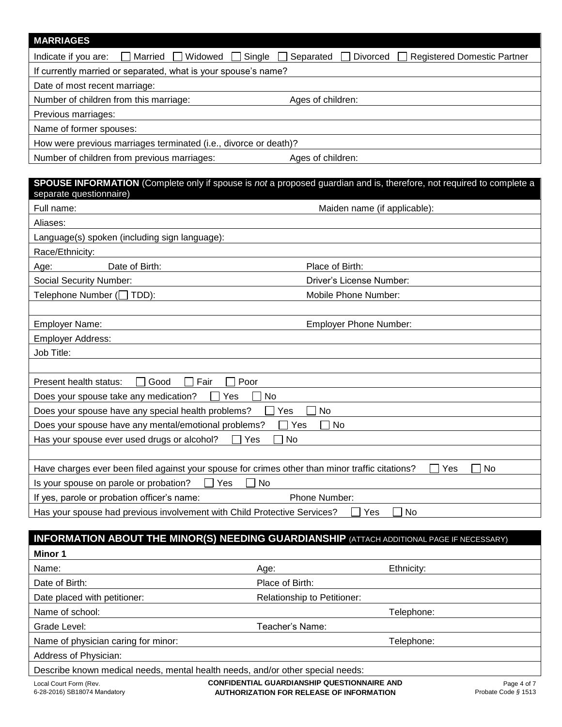## MARRIAGES

Indicate if you are: ☐ Married ☐ Widowed ☐ Single ☐ Separated ☐ Divorced ☐ Registered Domestic Partner

If currently married or separated, what is your spouse's name?

Date of most recent marriage:

Number of children from this marriage: Ages of children:

Previous marriages:

Name of former spouses:

How were previous marriages terminated (i.e., divorce or death)?

Number of children from previous marriages: Ages of children:

## SPOUSE INFORMATION (Complete only if spouse is *not* a proposed guardian and is, therefore, not required to complete a separate questionnaire)

Full name: Maiden name (if applicable):

Aliases:

Language(s) spoken (including sign language):

Race/Ethnicity:

Age: Date of Birth: Place of Birth:

Social Security Number: Driver's License Number:

Telephone Number (☐ TDD): Mobile Phone Number:

Employer Name: Employer Phone Number:

Employer Address:

Job Title:

Present health status: ☐ Good ☐ Fair ☐ Poor

Does your spouse take any medication? ☐ Yes ☐ No

Does your spouse have any special health problems? ☐ Yes ☐ No

Does your spouse have any mental/emotional problems? ☐ Yes ☐ No

Has your spouse ever used drugs or alcohol? ☐ Yes ☐ No

Have charges ever been filed against your spouse for crimes other than minor traffic citations? ☐ Yes ☐ No

Is your spouse on parole or probation? ☐ Yes ☐ No

If yes, parole or probation officer's name: Phone Number:

Has your spouse had previous involvement with Child Protective Services? ☐ Yes ☐ No

## INFORMATION ABOUT THE MINOR(S) NEEDING GUARDIANSHIP (ATTACH ADDITIONAL PAGE IF NECESSARY)

**Minor 1**

Name: Age: Ethnicity:

Date of Birth: Place of Birth:

Date placed with petitioner: Relationship to Petitioner:

Name of school: Telephone:

Grade Level: Teacher's Name:

Name of physician caring for minor: Telephone:

Address of Physician:

Describe known medical needs, mental health needs, and/or other special needs:

Local Court Form (Rev. 6-28-2016) SB18074 Mandatory — **CONFIDENTIAL GUARDIANSHIP QUESTIONNAIRE AND AUTHORIZATION FOR RELEASE OF INFORMATION** — Probate Code § 1513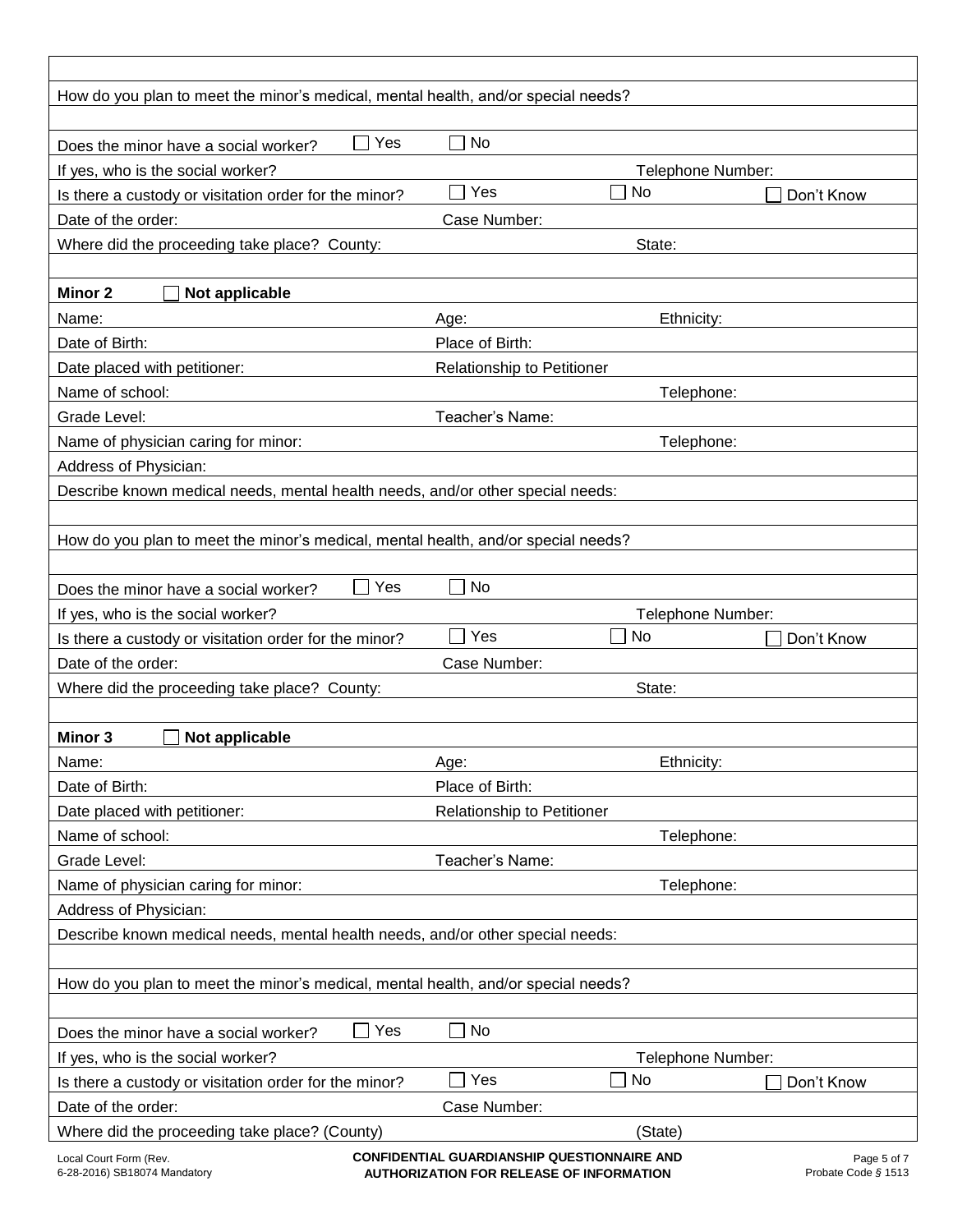How do you plan to meet the minor's medical, mental health, and/or special needs?

Does the minor have a social worker? ☐ Yes ☐ No

If yes, who is the social worker: Telephone Number:

Is there a custody or visitation order for the minor? ☐ Yes ☐ No ☐ Don't Know

Date of the order: Case Number:

Where did the proceeding take place? County: State:

**Minor 2** ☐ **Not applicable**

Name: Age: Ethnicity:

Date of Birth: Place of Birth:

Date placed with petitioner: Relationship to Petitioner

Name of school: Telephone:

Grade Level: Teacher's Name:

Name of physician caring for minor: Telephone:

Address of Physician:

Describe known medical needs, mental health needs, and/or other special needs:

How do you plan to meet the minor's medical, mental health, and/or special needs?

Does the minor have a social worker? ☐ Yes ☐ No

If yes, who is the social worker: Telephone Number:

Is there a custody or visitation order for the minor? ☐ Yes ☐ No ☐ Don't Know

Date of the order: Case Number:

Where did the proceeding take place? County: State:

**Minor 3** ☐ **Not applicable**

Name: Age: Ethnicity:

Date of Birth: Place of Birth:

Date placed with petitioner: Relationship to Petitioner

Name of school: Telephone:

Grade Level: Teacher's Name:

Name of physician caring for minor: Telephone:

Address of Physician:

Describe known medical needs, mental health needs, and/or other special needs:

How do you plan to meet the minor's medical, mental health, and/or special needs?

Does the minor have a social worker? ☐ Yes ☐ No

If yes, who is the social worker: Telephone Number:

Is there a custody or visitation order for the minor? ☐ Yes ☐ No ☐ Don't Know

Date of the order: Case Number:

Where did the proceeding take place? (County) (State)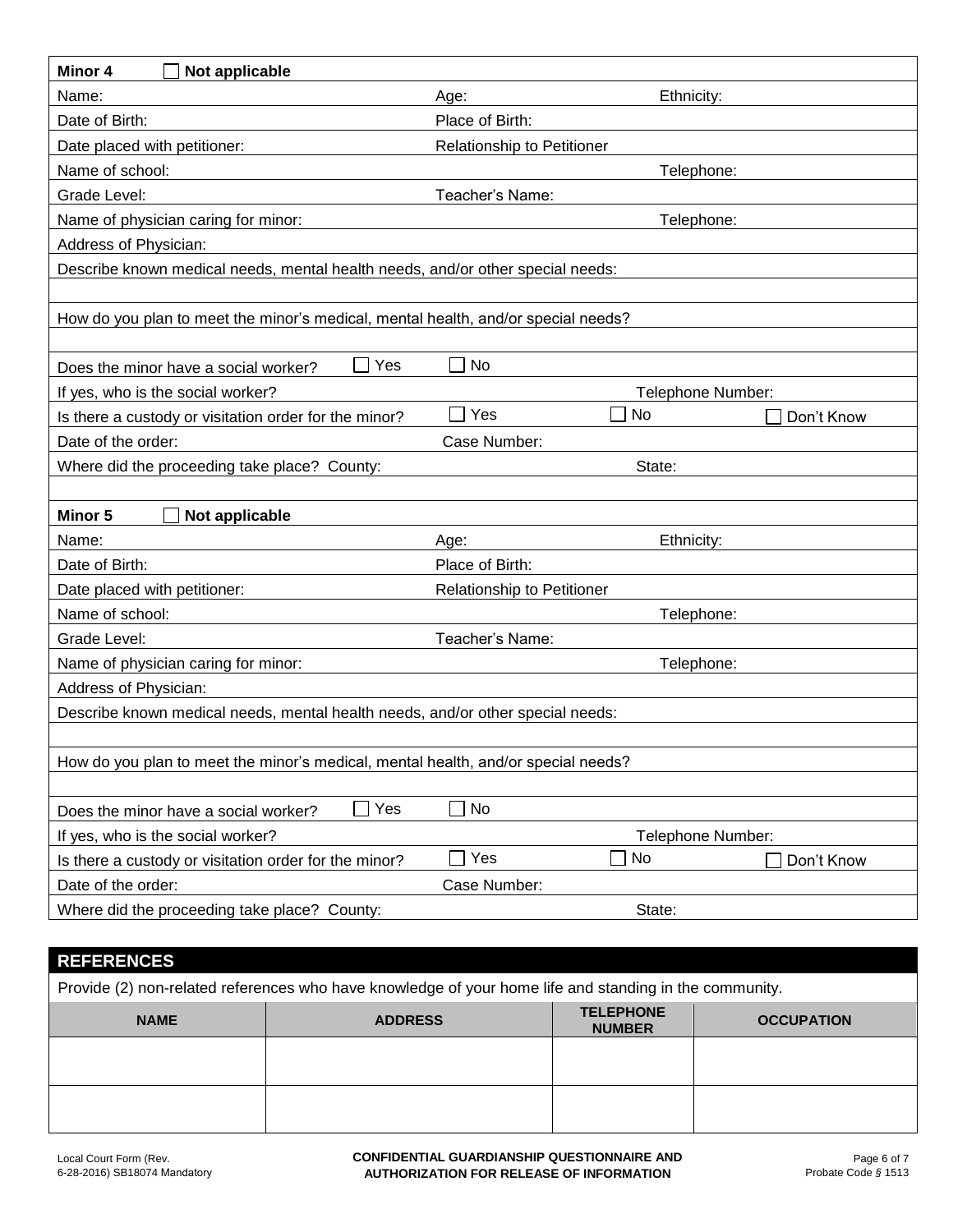**Minor 4** ☐ **Not applicable**

Name: Age: Ethnicity:

Date of Birth: Place of Birth:

Date placed with petitioner: Relationship to Petitioner

Name of school: Telephone:

Grade Level: Teacher's Name:

Name of physician caring for minor: Telephone:

Address of Physician:

Describe known medical needs, mental health needs, and/or other special needs:

How do you plan to meet the minor's medical, mental health, and/or special needs?

Does the minor have a social worker? ☐ Yes ☐ No

If yes, who is the social worker? Telephone Number:

Is there a custody or visitation order for the minor? ☐ Yes ☐ No ☐ Don't Know

Date of the order: Case Number:

Where did the proceeding take place? County: State:

**Minor 5** ☐ **Not applicable**

Name: Age: Ethnicity:

Date of Birth: Place of Birth:

Date placed with petitioner: Relationship to Petitioner

Name of school: Telephone:

Grade Level: Teacher's Name:

Name of physician caring for minor: Telephone:

Address of Physician:

Describe known medical needs, mental health needs, and/or other special needs:

How do you plan to meet the minor's medical, mental health, and/or special needs?

Does the minor have a social worker? ☐ Yes ☐ No

If yes, who is the social worker? Telephone Number:

Is there a custody or visitation order for the minor? ☐ Yes ☐ No ☐ Don't Know

Date of the order: Case Number:

Where did the proceeding take place? County: State:

## REFERENCES

Provide (2) non-related references who have knowledge of your home life and standing in the community.

| NAME | ADDRESS | TELEPHONE NUMBER | OCCUPATION |
|---|---|---|---|
| | | | |
| | | | |

Local Court Form (Rev. 6-28-2016) SB18074 Mandatory

**CONFIDENTIAL GUARDIANSHIP QUESTIONNAIRE AND AUTHORIZATION FOR RELEASE OF INFORMATION**

Probate Code *§* 1513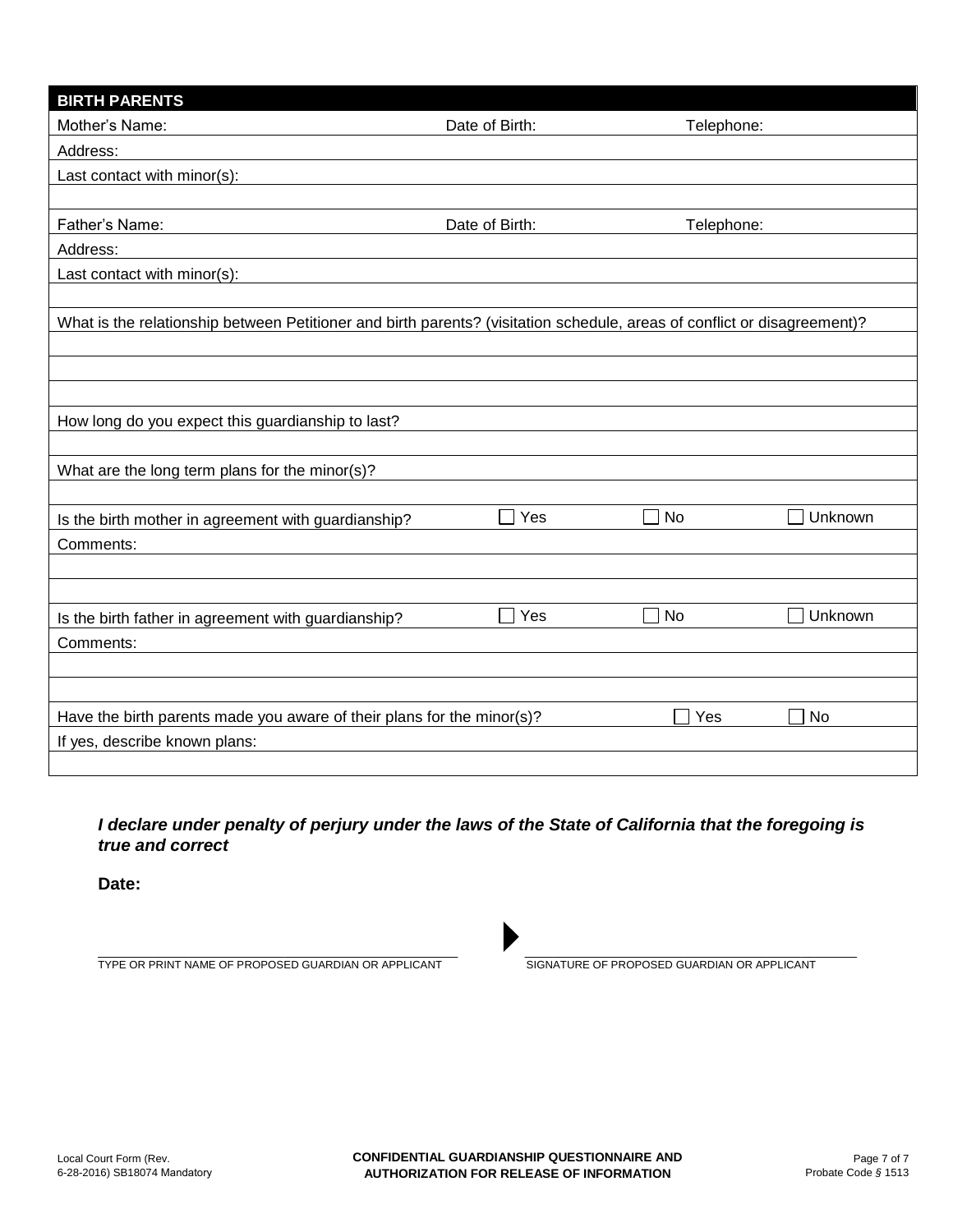## BIRTH PARENTS

| | | |
|---|---|---|
| Mother's Name: | Date of Birth: | Telephone: |
| Address: | | |
| Last contact with minor(s): | | |
| | | |
| Father's Name: | Date of Birth: | Telephone: |
| Address: | | |
| Last contact with minor(s): | | |
| | | |

What is the relationship between Petitioner and birth parents? (visitation schedule, areas of conflict or disagreement)?

How long do you expect this guardianship to last?

What are the long term plans for the minor(s)?

Is the birth mother in agreement with guardianship? ☐ Yes ☐ No ☐ Unknown

Comments:

Is the birth father in agreement with guardianship? ☐ Yes ☐ No ☐ Unknown

Comments:

Have the birth parents made you aware of their plans for the minor(s)? ☐ Yes ☐ No

If yes, describe known plans:

***I declare under penalty of perjury under the laws of the State of California that the foregoing is true and correct***

**Date:**

\_\_\_\_\_\_\_\_\_\_\_\_\_\_\_\_\_\_\_\_\_\_\_\_\_\_\_\_\_\_\_\_\_\_\_\_\_\_\_\_
TYPE OR PRINT NAME OF PROPOSED GUARDIAN OR APPLICANT

▶ \_\_\_\_\_\_\_\_\_\_\_\_\_\_\_\_\_\_\_\_\_\_\_\_\_\_\_\_\_\_\_\_\_\_\_\_\_\_\_\_
SIGNATURE OF PROPOSED GUARDIAN OR APPLICANT

Local Court Form (Rev. 6-28-2016) SB18074 Mandatory

**CONFIDENTIAL GUARDIANSHIP QUESTIONNAIRE AND AUTHORIZATION FOR RELEASE OF INFORMATION**

Probate Code *§* 1513